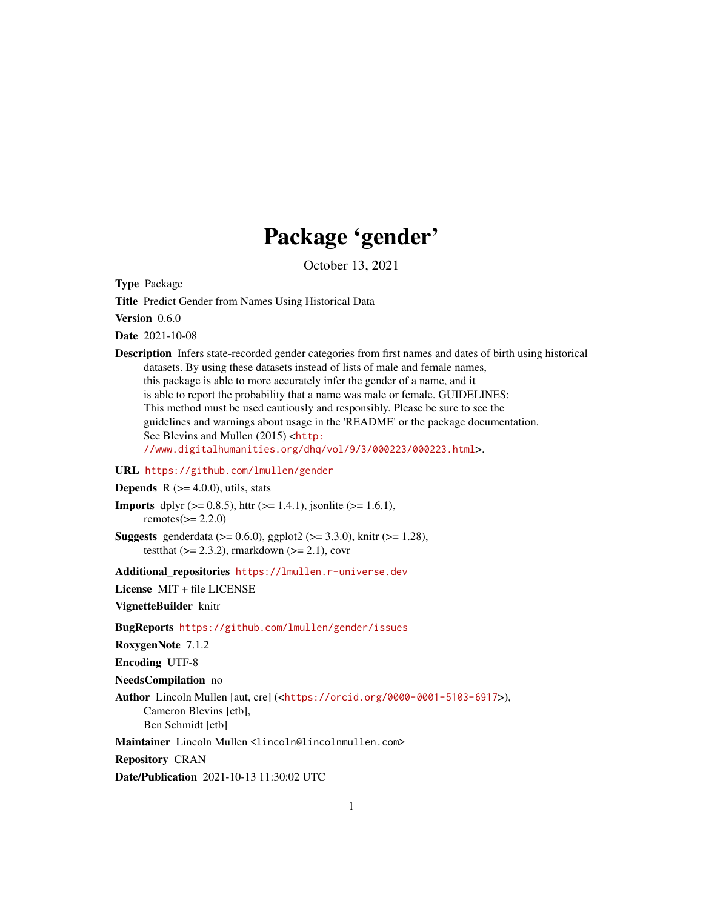# Package 'gender'

October 13, 2021

**Type** Package

**Title** Predict Gender from Names Using Historical Data

**Version** 0.6.0

**Date** 2021-10-08

**Description** Infers state-recorded gender categories from first names and dates of birth using historical datasets. By using these datasets instead of lists of male and female names, this package is able to more accurately infer the gender of a name, and it is able to report the probability that a name was male or female. GUIDELINES: This method must be used cautiously and responsibly. Please be sure to see the guidelines and warnings about usage in the 'README' or the package documentation. See Blevins and Mullen (2015) <http://www.digitalhumanities.org/dhq/vol/9/3/000223/000223.html>.

**URL** https://github.com/lmullen/gender

**Depends** R (>= 4.0.0), utils, stats

**Imports** dplyr (>= 0.8.5), httr (>= 1.4.1), jsonlite (>= 1.6.1), remotes(>= 2.2.0)

**Suggests** genderdata (>= 0.6.0), ggplot2 (>= 3.3.0), knitr (>= 1.28), testthat (>= 2.3.2), rmarkdown (>= 2.1), covr

**Additional_repositories** https://lmullen.r-universe.dev

**License** MIT + file LICENSE

**VignetteBuilder** knitr

**BugReports** https://github.com/lmullen/gender/issues

**RoxygenNote** 7.1.2

**Encoding** UTF-8

**NeedsCompilation** no

**Author** Lincoln Mullen [aut, cre] (<https://orcid.org/0000-0001-5103-6917>), Cameron Blevins [ctb], Ben Schmidt [ctb]

**Maintainer** Lincoln Mullen <lincoln@lincolnmullen.com>

**Repository** CRAN

**Date/Publication** 2021-10-13 11:30:02 UTC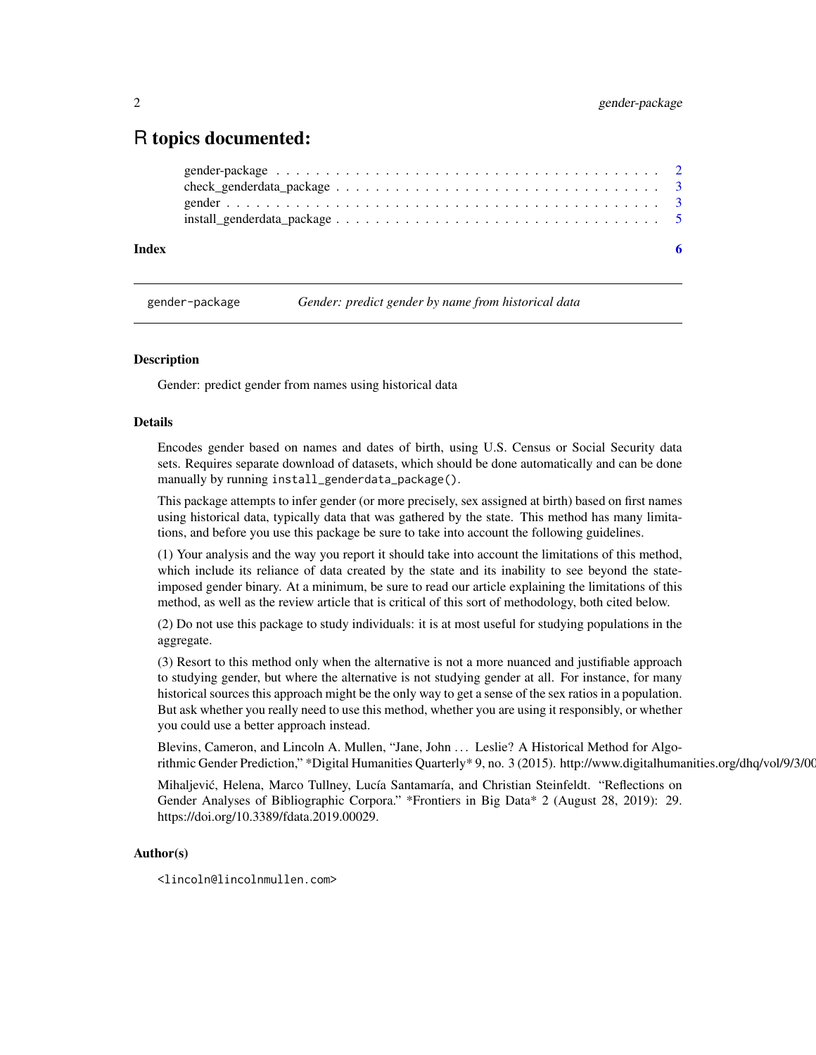# R topics documented:

gender-package . . . . . . . . . . . . . . . . . . . . . . . . . . . . . . . . . . . . . . . 2
check_genderdata_package . . . . . . . . . . . . . . . . . . . . . . . . . . . . . . . . . 3
gender . . . . . . . . . . . . . . . . . . . . . . . . . . . . . . . . . . . . . . . . . . . . . 3
install_genderdata_package . . . . . . . . . . . . . . . . . . . . . . . . . . . . . . . . 5

**Index** **6**

---

`gender-package` *Gender: predict gender by name from historical data*

---

### Description

Gender: predict gender from names using historical data

### Details

Encodes gender based on names and dates of birth, using U.S. Census or Social Security data sets. Requires separate download of datasets, which should be done automatically and can be done manually by running `install_genderdata_package()`.

This package attempts to infer gender (or more precisely, sex assigned at birth) based on first names using historical data, typically data that was gathered by the state. This method has many limitations, and before you use this package be sure to take into account the following guidelines.

(1) Your analysis and the way you report it should take into account the limitations of this method, which include its reliance of data created by the state and its inability to see beyond the state-imposed gender binary. At a minimum, be sure to read our article explaining the limitations of this method, as well as the review article that is critical of this sort of methodology, both cited below.

(2) Do not use this package to study individuals: it is at most useful for studying populations in the aggregate.

(3) Resort to this method only when the alternative is not a more nuanced and justifiable approach to studying gender, but where the alternative is not studying gender at all. For instance, for many historical sources this approach might be the only way to get a sense of the sex ratios in a population. But ask whether you really need to use this method, whether you are using it responsibly, or whether you could use a better approach instead.

Blevins, Cameron, and Lincoln A. Mullen, "Jane, John ... Leslie? A Historical Method for Algorithmic Gender Prediction," *Digital Humanities Quarterly* 9, no. 3 (2015). http://www.digitalhumanities.org/dhq/vol/9/3/00

Mihaljević, Helena, Marco Tullney, Lucía Santamaría, and Christian Steinfeldt. "Reflections on Gender Analyses of Bibliographic Corpora." *Frontiers in Big Data* 2 (August 28, 2019): 29. https://doi.org/10.3389/fdata.2019.00029.

### Author(s)

`<lincoln@lincolnmullen.com>`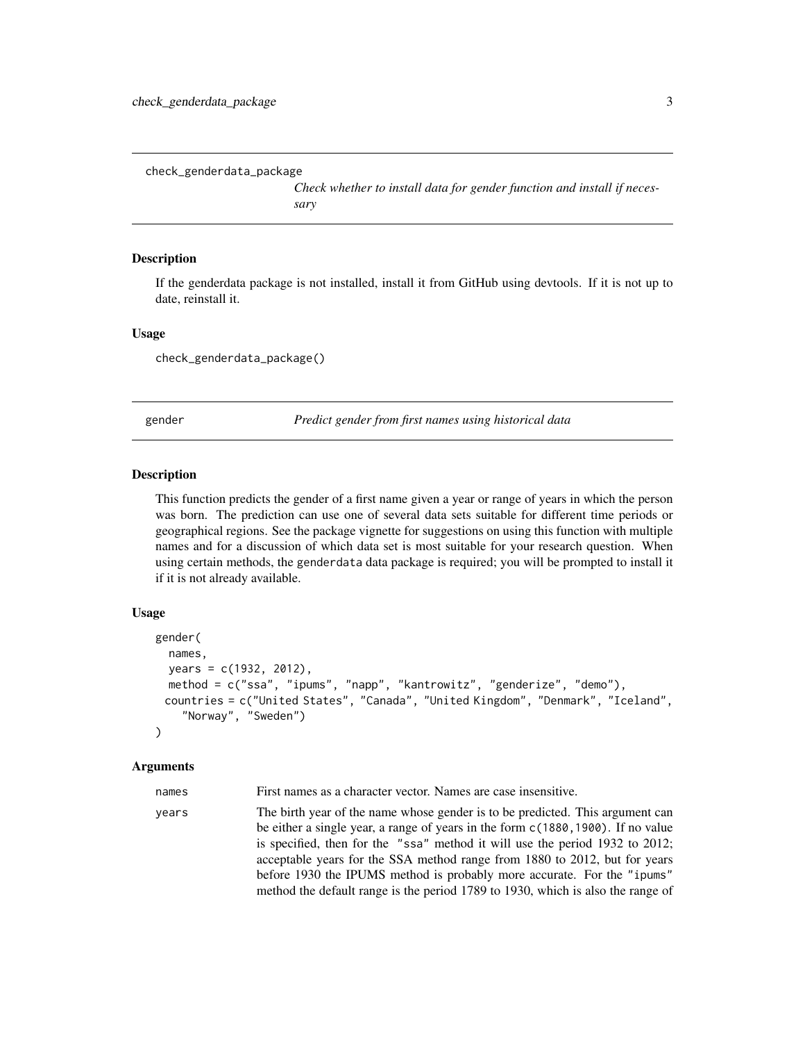## check_genderdata_package

*Check whether to install data for gender function and install if necessary*

### Description

If the genderdata package is not installed, install it from GitHub using devtools. If it is not up to date, reinstall it.

### Usage

```
check_genderdata_package()
```

## gender

*Predict gender from first names using historical data*

### Description

This function predicts the gender of a first name given a year or range of years in which the person was born. The prediction can use one of several data sets suitable for different time periods or geographical regions. See the package vignette for suggestions on using this function with multiple names and for a discussion of which data set is most suitable for your research question. When using certain methods, the `genderdata` data package is required; you will be prompted to install it if it is not already available.

### Usage

```
gender(
  names,
  years = c(1932, 2012),
  method = c("ssa", "ipums", "napp", "kantrowitz", "genderize", "demo"),
  countries = c("United States", "Canada", "United Kingdom", "Denmark", "Iceland",
    "Norway", "Sweden")
)
```

### Arguments

| | |
|---|---|
| `names` | First names as a character vector. Names are case insensitive. |
| `years` | The birth year of the name whose gender is to be predicted. This argument can be either a single year, a range of years in the form `c(1880,1900)`. If no value is specified, then for the `"ssa"` method it will use the period 1932 to 2012; acceptable years for the SSA method range from 1880 to 2012, but for years before 1930 the IPUMS method is probably more accurate. For the `"ipums"` method the default range is the period 1789 to 1930, which is also the range of |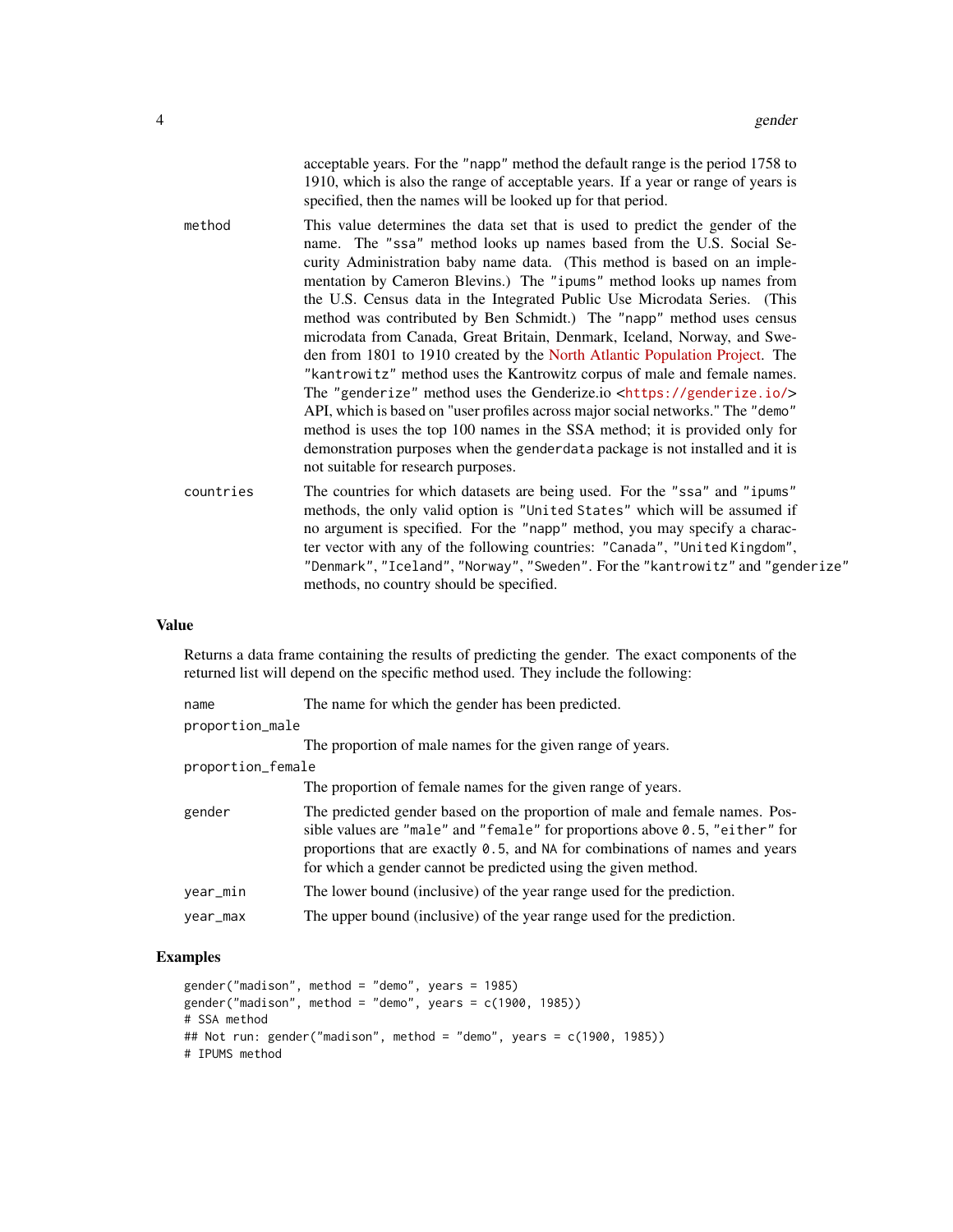acceptable years. For the "napp" method the default range is the period 1758 to 1910, which is also the range of acceptable years. If a year or range of years is specified, then the names will be looked up for that period.

`method`
: This value determines the data set that is used to predict the gender of the name. The "ssa" method looks up names based from the U.S. Social Security Administration baby name data. (This method is based on an implementation by Cameron Blevins.) The "ipums" method looks up names from the U.S. Census data in the Integrated Public Use Microdata Series. (This method was contributed by Ben Schmidt.) The "napp" method uses census microdata from Canada, Great Britain, Denmark, Iceland, Norway, and Sweden from 1801 to 1910 created by the North Atlantic Population Project. The "kantrowitz" method uses the Kantrowitz corpus of male and female names. The "genderize" method uses the Genderize.io <https://genderize.io/> API, which is based on "user profiles across major social networks." The "demo" method is uses the top 100 names in the SSA method; it is provided only for demonstration purposes when the genderdata package is not installed and it is not suitable for research purposes.

`countries`
: The countries for which datasets are being used. For the "ssa" and "ipums" methods, the only valid option is "United States" which will be assumed if no argument is specified. For the "napp" method, you may specify a character vector with any of the following countries: "Canada", "United Kingdom", "Denmark", "Iceland", "Norway", "Sweden". For the "kantrowitz" and "genderize" methods, no country should be specified.

## Value

Returns a data frame containing the results of predicting the gender. The exact components of the returned list will depend on the specific method used. They include the following:

`name`
: The name for which the gender has been predicted.

`proportion_male`
: The proportion of male names for the given range of years.

`proportion_female`
: The proportion of female names for the given range of years.

`gender`
: The predicted gender based on the proportion of male and female names. Possible values are "male" and "female" for proportions above 0.5, "either" for proportions that are exactly 0.5, and NA for combinations of names and years for which a gender cannot be predicted using the given method.

`year_min`
: The lower bound (inclusive) of the year range used for the prediction.

`year_max`
: The upper bound (inclusive) of the year range used for the prediction.

## Examples

```
gender("madison", method = "demo", years = 1985)
gender("madison", method = "demo", years = c(1900, 1985))
# SSA method
## Not run: gender("madison", method = "demo", years = c(1900, 1985))
# IPUMS method
```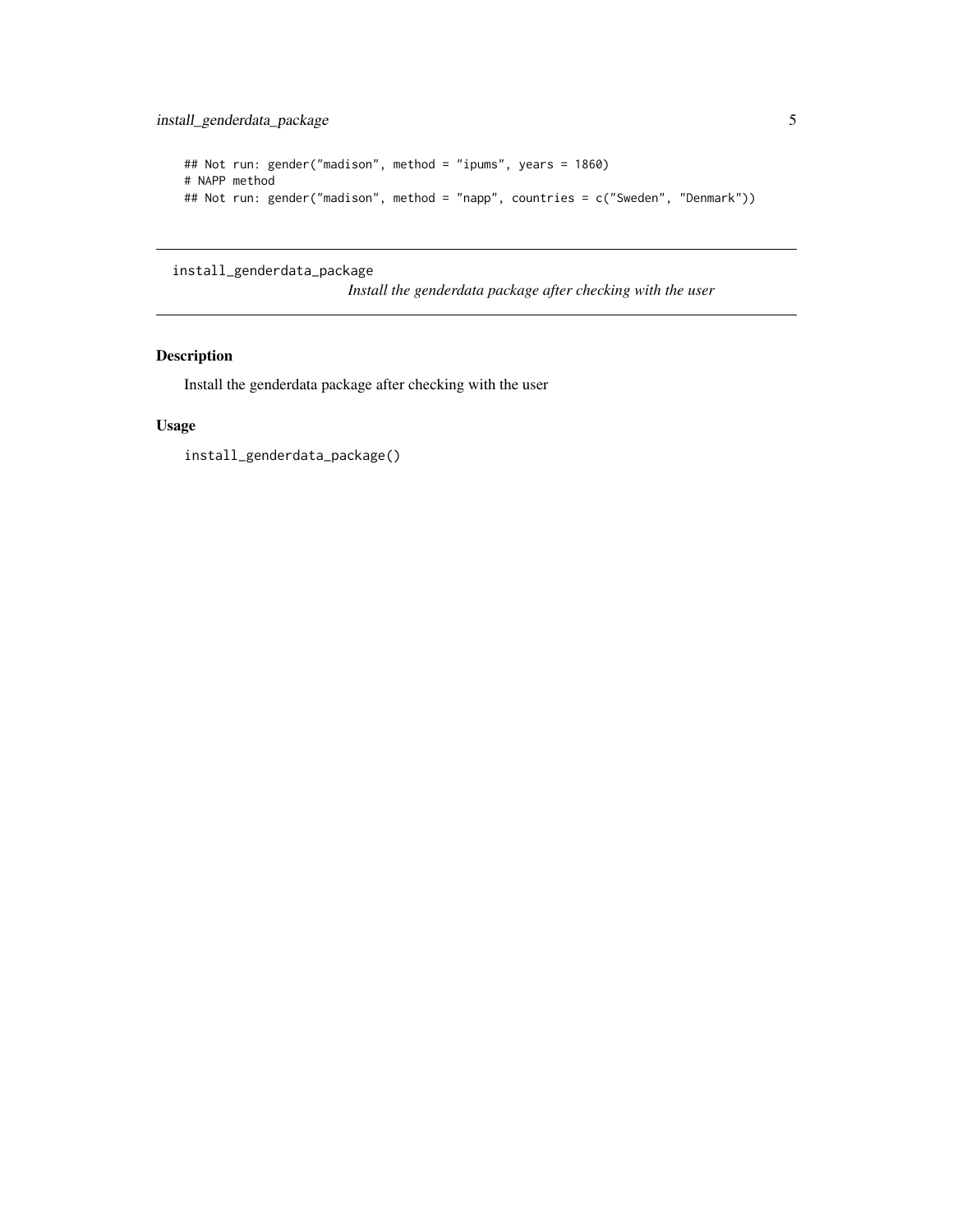```
## Not run: gender("madison", method = "ipums", years = 1860)
# NAPP method
## Not run: gender("madison", method = "napp", countries = c("Sweden", "Denmark"))
```

---

`install_genderdata_package` *Install the genderdata package after checking with the user*

---

## Description

Install the genderdata package after checking with the user

## Usage

```
install_genderdata_package()
```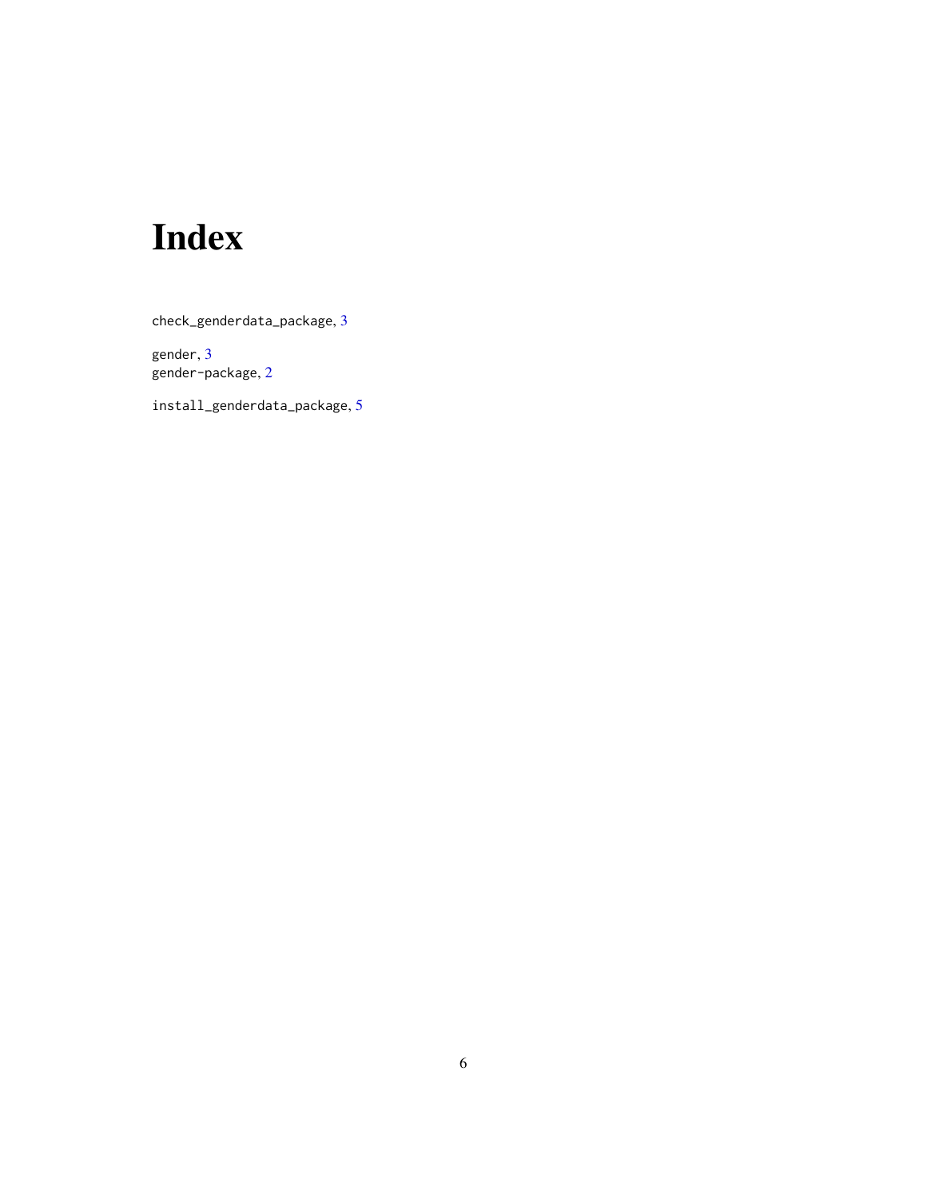# Index

check_genderdata_package, 3

gender, 3
gender-package, 2

install_genderdata_package, 5